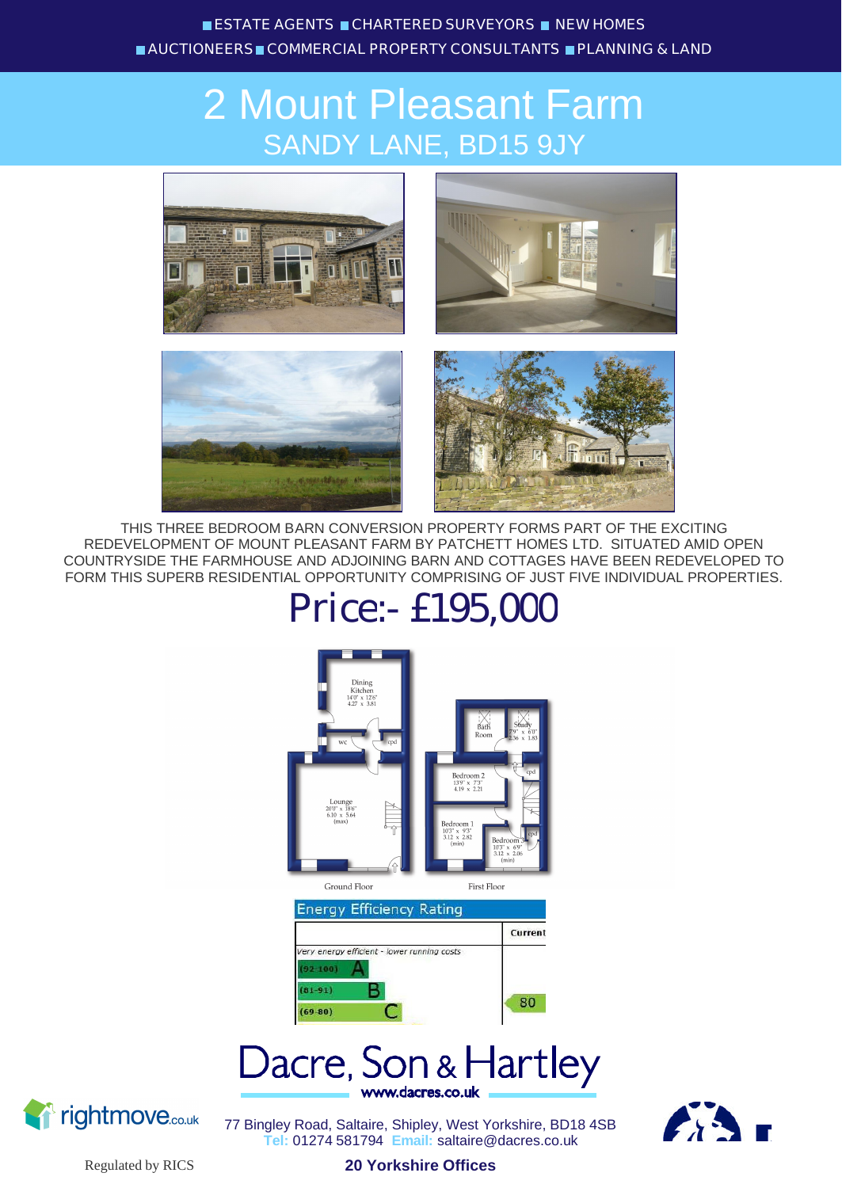ESTATE AGENTS ■ CHARTERED SURVEYORS ■ NEW HOMES
■ AUCTIONEERS ■ COMMERCIAL PROPERTY CONSULTANTS ■ PLANNING & LAND

# 2 Mount Pleasant Farm

## SANDY LANE, BD15 9JY

THIS THREE BEDROOM BARN CONVERSION PROPERTY FORMS PART OF THE EXCITING REDEVELOPMENT OF MOUNT PLEASANT FARM BY PATCHETT HOMES LTD. SITUATED AMID OPEN COUNTRYSIDE THE FARMHOUSE AND ADJOINING BARN AND COTTAGES HAVE BEEN REDEVELOPED TO FORM THIS SUPERB RESIDENTIAL OPPORTUNITY COMPRISING OF JUST FIVE INDIVIDUAL PROPERTIES.

## Price:- £195,000

Dining Kitchen 14'0" x 12'6" 4.27 x 3.81

wc

cpd

Lounge 20'0" x 18'6" 6.10 x 5.64 (max)

Ground Floor

Bath Room

Study 7'9" x 6'0" 2.36 x 1.83

Bedroom 2 13'9" x 7'3" 4.19 x 2.21

cpd

Bedroom 1 10'3" x 9'3" 3.12 x 2.82 (min)

Bedroom 3 10'3" x 6'9" 3.12 x 2.06 (min)

cpd

First Floor

| Energy Efficiency Rating | Current |
|---|---|
| Very energy efficient - lower running costs | |
| (92-100) A | |
| (81-91) B | |
| (69-80) C | 80 |

Dacre, Son & Hartley
www.dacres.co.uk

rightmove.co.uk

77 Bingley Road, Saltaire, Shipley, West Yorkshire, BD18 4SB
Tel: 01274 581794 Email: saltaire@dacres.co.uk

Regulated by RICS

**20 Yorkshire Offices**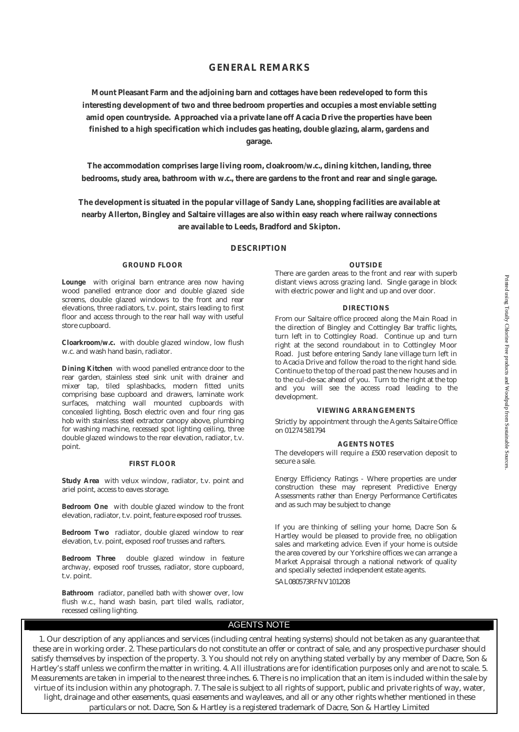## GENERAL REMARKS

**Mount Pleasant Farm and the adjoining barn and cottages have been redeveloped to form this interesting development of two and three bedroom properties and occupies a most enviable setting amid open countryside. Approached via a private lane off Acacia Drive the properties have been finished to a high specification which includes gas heating, double glazing, alarm, gardens and garage.**

**The accommodation comprises large living room, cloakroom/w.c., dining kitchen, landing, three bedrooms, study area, bathroom with w.c., there are gardens to the front and rear and single garage.**

**The development is situated in the popular village of Sandy Lane, shopping facilities are available at nearby Allerton, Bingley and Saltaire villages are also within easy reach where railway connections are available to Leeds, Bradford and Skipton.**

## DESCRIPTION

### GROUND FLOOR

**Lounge** with original barn entrance area now having wood panelled entrance door and double glazed side screens, double glazed windows to the front and rear elevations, three radiators, t.v. point, stairs leading to first floor and access through to the rear hall way with useful store cupboard.

**Cloarkroom/w.c.** with double glazed window, low flush w.c. and wash hand basin, radiator.

**Dining Kitchen** with wood panelled entrance door to the rear garden, stainless steel sink unit with drainer and mixer tap, tiled splashbacks, modern fitted units comprising base cupboard and drawers, laminate work surfaces, matching wall mounted cupboards with concealed lighting, Bosch electric oven and four ring gas hob with stainless steel extractor canopy above, plumbing for washing machine, recessed spot lighting ceiling, three double glazed windows to the rear elevation, radiator, t.v. point.

### FIRST FLOOR

**Study Area** with velux window, radiator, t.v. point and ariel point, access to eaves storage.

**Bedroom One** with double glazed window to the front elevation, radiator, t.v. point, feature exposed roof trusses.

**Bedroom Two** radiator, double glazed window to rear elevation, t.v. point, exposed roof trusses and rafters.

**Bedroom Three** double glazed window in feature archway, exposed roof trusses, radiator, store cupboard, t.v. point.

**Bathroom** radiator, panelled bath with shower over, low flush w.c., hand wash basin, part tiled walls, radiator, recessed ceiling lighting.

### OUTSIDE

There are garden areas to the front and rear with superb distant views across grazing land. Single garage in block with electric power and light and up and over door.

### DIRECTIONS

From our Saltaire office proceed along the Main Road in the direction of Bingley and Cottingley Bar traffic lights, turn left in to Cottingley Road. Continue up and turn right at the second roundabout in to Cottingley Moor Road. Just before entering Sandy lane village turn left in to Acacia Drive and follow the road to the right hand side. Continue to the top of the road past the new houses and in to the cul-de-sac ahead of you. Turn to the right at the top and you will see the access road leading to the development.

### VIEWING ARRANGEMENTS

Strictly by appointment through the Agents Saltaire Office on 01274 581794

### AGENTS NOTES

The developers will require a £500 reservation deposit to secure a sale.

Energy Efficiency Ratings - Where properties are under construction these may represent Predictive Energy Assessments rather than Energy Performance Certificates and as such may be subject to change

If you are thinking of selling your home, Dacre Son & Hartley would be pleased to provide free, no obligation sales and marketing advice. Even if your home is outside the area covered by our Yorkshire offices we can arrange a Market Appraisal through a national network of quality and specially selected independent estate agents.

SAL080573RFNV101208

### AGENTS NOTE

1. Our description of any appliances and services (including central heating systems) should not be taken as any guarantee that these are in working order. 2. These particulars do not constitute an offer or contract of sale, and any prospective purchaser should satisfy themselves by inspection of the property. 3. You should not rely on anything stated verbally by any member of Dacre, Son & Hartley's staff unless we confirm the matter in writing. 4. All illustrations are for identification purposes only and are not to scale. 5. Measurements are taken in imperial to the nearest three inches. 6. There is no implication that an item is included within the sale by virtue of its inclusion within any photograph. 7. The sale is subject to all rights of support, public and private rights of way, water, light, drainage and other easements, quasi easements and wayleaves, and all or any other rights whether mentioned in these particulars or not. Dacre, Son & Hartley is a registered trademark of Dacre, Son & Hartley Limited

Printed using Totally Chlorine Free products and Woodpulp from Sustainable Sources.